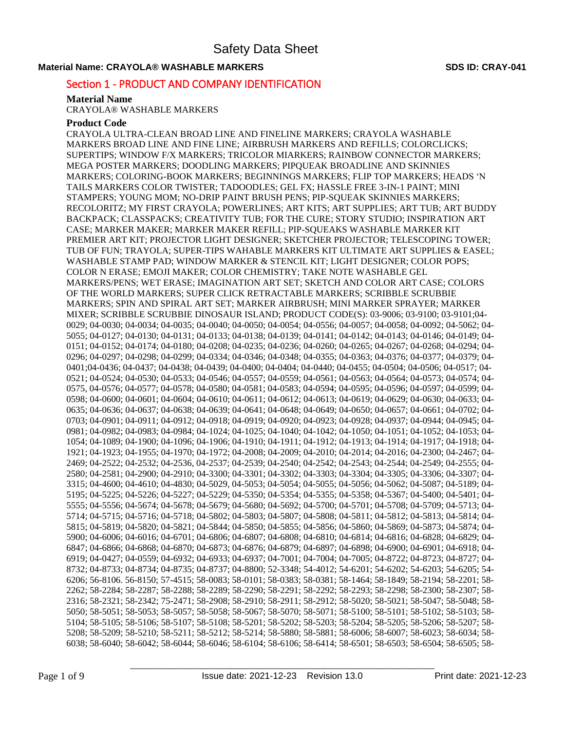# Safety Data Sheet

**Material Name: CRAYOLA® WASHABLE MARKERS** **SDS ID: CRAY-041**

## Section 1 - PRODUCT AND COMPANY IDENTIFICATION

### Material Name

CRAYOLA® WASHABLE MARKERS

### Product Code

CRAYOLA ULTRA-CLEAN BROAD LINE AND FINELINE MARKERS; CRAYOLA WASHABLE MARKERS BROAD LINE AND FINE LINE; AIRBRUSH MARKERS AND REFILLS; COLORCLICKS; SUPERTIPS; WINDOW F/X MARKERS; TRICOLOR MIARKERS; RAINBOW CONNECTOR MARKERS; MEGA POSTER MARKERS; DOODLING MARKERS; PIPQUEAK BROADLINE AND SKINNIES MARKERS; COLORING-BOOK MARKERS; BEGINNINGS MARKERS; FLIP TOP MARKERS; HEADS 'N TAILS MARKERS COLOR TWISTER; TADOODLES; GEL FX; HASSLE FREE 3-IN-1 PAINT; MINI STAMPERS; YOUNG MOM; NO-DRIP PAINT BRUSH PENS; PIP-SQUEAK SKINNIES MARKERS; RECOLORITZ; MY FIRST CRAYOLA; POWERLINES; ART KITS; ART SUPPLIES; ART TUB; ART BUDDY BACKPACK; CLASSPACKS; CREATIVITY TUB; FOR THE CURE; STORY STUDIO; INSPIRATION ART CASE; MARKER MAKER; MARKER MAKER REFILL; PIP-SQUEAKS WASHABLE MARKER KIT PREMIER ART KIT; PROJECTOR LIGHT DESIGNER; SKETCHER PROJECTOR; TELESCOPING TOWER; TUB OF FUN; TRAYOLA; SUPER-TIPS WAHABLE MARKERS KIT ULTIMATE ART SUPPLIES & EASEL; WASHABLE STAMP PAD; WINDOW MARKER & STENCIL KIT; LIGHT DESIGNER; COLOR POPS; COLOR N ERASE; EMOJI MAKER; COLOR CHEMISTRY; TAKE NOTE WASHABLE GEL MARKERS/PENS; WET ERASE; IMAGINATION ART SET; SKETCH AND COLOR ART CASE; COLORS OF THE WORLD MARKERS; SUPER CLICK RETRACTABLE MARKERS; SCRIBBLE SCRUBBIE MARKERS; SPIN AND SPIRAL ART SET; MARKER AIRBRUSH; MINI MARKER SPRAYER; MARKER MIXER; SCRIBBLE SCRUBBIE DINOSAUR ISLAND; PRODUCT CODE(S): 03-9006; 03-9100; 03-9101;04-0029; 04-0030; 04-0034; 04-0035; 04-0040; 04-0050; 04-0054; 04-0556; 04-0057; 04-0058; 04-0092; 04-5062; 04-5055; 04-0127; 04-0130; 04-0131; 04-0133; 04-0138; 04-0139; 04-0141; 04-0142; 04-0143; 04-0146; 04-0149; 04-0151; 04-0152; 04-0174; 04-0180; 04-0208; 04-0235; 04-0236; 04-0260; 04-0265; 04-0267; 04-0268; 04-0294; 04-0296; 04-0297; 04-0298; 04-0299; 04-0334; 04-0346; 04-0348; 04-0355; 04-0363; 04-0376; 04-0377; 04-0379; 04-0401;04-0436; 04-0437; 04-0438; 04-0439; 04-0400; 04-0404; 04-0440; 04-0455; 04-0504; 04-0506; 04-0517; 04-0521; 04-0524; 04-0530; 04-0533; 04-0546; 04-0557; 04-0559; 04-0561; 04-0563; 04-0564; 04-0573; 04-0574; 04-0575, 04-0576; 04-0577; 04-0578; 04-0580; 04-0581; 04-0583; 04-0594; 04-0595; 04-0596; 04-0597; 04-0599; 04-0598; 04-0600; 04-0601; 04-0604; 04-0610; 04-0611; 04-0612; 04-0613; 04-0619; 04-0629; 04-0630; 04-0633; 04-0635; 04-0636; 04-0637; 04-0638; 04-0639; 04-0641; 04-0648; 04-0649; 04-0650; 04-0657; 04-0661; 04-0702; 04-0703; 04-0901; 04-0911; 04-0912; 04-0918; 04-0919; 04-0920; 04-0923; 04-0928; 04-0937; 04-0944; 04-0945; 04-0981; 04-0982; 04-0983; 04-0984; 04-1024; 04-1025; 04-1040; 04-1042; 04-1050; 04-1051; 04-1052; 04-1053; 04-1054; 04-1089; 04-1900; 04-1096; 04-1906; 04-1910; 04-1911; 04-1912; 04-1913; 04-1914; 04-1917; 04-1918; 04-1921; 04-1923; 04-1955; 04-1970; 04-1972; 04-2008; 04-2009; 04-2010; 04-2014; 04-2016; 04-2300; 04-2467; 04-2469; 04-2522; 04-2532; 04-2536, 04-2537; 04-2539; 04-2540; 04-2542; 04-2543; 04-2544; 04-2549; 04-2555; 04-2580; 04-2581; 04-2900; 04-2910; 04-3300; 04-3301; 04-3302; 04-3303; 04-3304; 04-3305; 04-3306; 04-3307; 04-3315; 04-4600; 04-4610; 04-4830; 04-5029, 04-5053; 04-5054; 04-5055; 04-5056; 04-5062; 04-5087; 04-5189; 04-5195; 04-5225; 04-5226; 04-5227; 04-5229; 04-5350; 04-5354; 04-5355; 04-5358; 04-5367; 04-5400; 04-5401; 04-5555; 04-5556; 04-5674; 04-5678; 04-5679; 04-5680; 04-5692; 04-5700; 04-5701; 04-5708; 04-5709; 04-5713; 04-5714; 04-5715; 04-5716; 04-5718; 04-5802; 04-5803; 04-5807; 04-5808; 04-5811; 04-5812; 04-5813; 04-5814; 04-5815; 04-5819; 04-5820; 04-5821; 04-5844; 04-5850; 04-5855; 04-5856; 04-5860; 04-5869; 04-5873; 04-5874; 04-5900; 04-6006; 04-6016; 04-6701; 04-6806; 04-6807; 04-6808; 04-6810; 04-6814; 04-6816; 04-6828; 04-6829; 04-6847; 04-6866; 04-6868; 04-6870; 04-6873; 04-6876; 04-6879; 04-6897; 04-6898; 04-6900; 04-6901; 04-6918; 04-6919; 04-0427; 04-0559; 04-6932; 04-6933; 04-6937; 04-7001; 04-7004; 04-7005; 04-8722; 04-8723; 04-8727; 04-8732; 04-8733; 04-8734; 04-8735; 04-8737; 04-8800; 52-3348; 54-4012; 54-6201; 54-6202; 54-6203; 54-6205; 54-6206; 56-8106. 56-8150; 57-4515; 58-0083; 58-0101; 58-0383; 58-0381; 58-1464; 58-1849; 58-2194; 58-2201; 58-2262; 58-2284; 58-2287; 58-2288; 58-2289; 58-2290; 58-2291; 58-2292; 58-2293; 58-2298; 58-2300; 58-2307; 58-2316; 58-2321; 58-2342; 75-2471; 58-2908; 58-2910; 58-2911; 58-2912; 58-5020; 58-5021; 58-5047; 58-5048; 58-5050; 58-5051; 58-5053; 58-5057; 58-5058; 58-5067; 58-5070; 58-5071; 58-5100; 58-5101; 58-5102; 58-5103; 58-5104; 58-5105; 58-5106; 58-5107; 58-5108; 58-5201; 58-5202; 58-5203; 58-5204; 58-5205; 58-5206; 58-5207; 58-5208; 58-5209; 58-5210; 58-5211; 58-5212; 58-5214; 58-5880; 58-5881; 58-6006; 58-6007; 58-6023; 58-6034; 58-6038; 58-6040; 58-6042; 58-6044; 58-6046; 58-6104; 58-6106; 58-6414; 58-6501; 58-6503; 58-6504; 58-6505; 58-

Issue date: 2021-12-23 Revision 13.0 Print date: 2021-12-23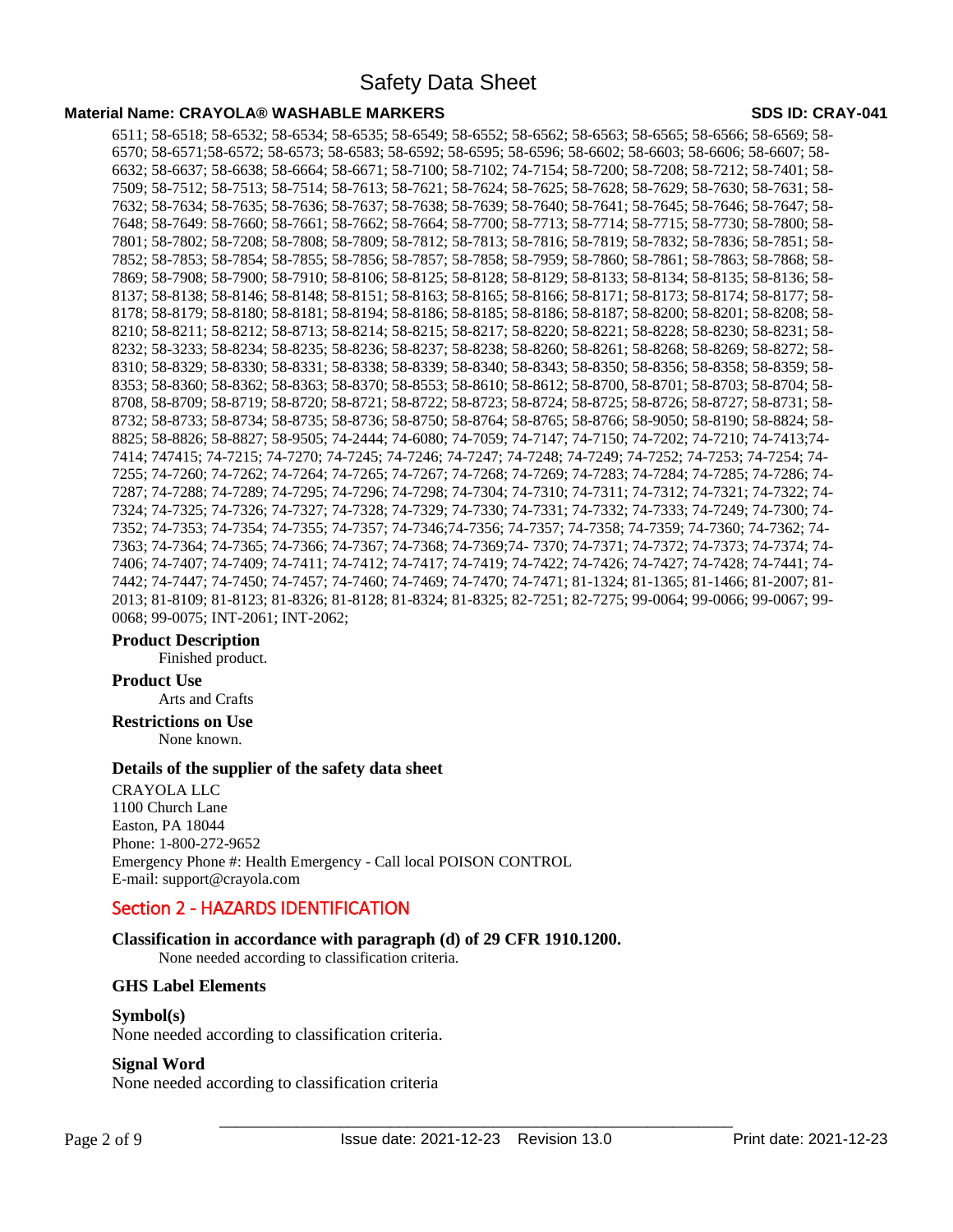6511; 58-6518; 58-6532; 58-6534; 58-6535; 58-6549; 58-6552; 58-6562; 58-6563; 58-6565; 58-6566; 58-6569; 58-6570; 58-6571;58-6572; 58-6573; 58-6583; 58-6592; 58-6595; 58-6596; 58-6602; 58-6603; 58-6606; 58-6607; 58-6632; 58-6637; 58-6638; 58-6664; 58-6671; 58-7100; 58-7102; 74-7154; 58-7200; 58-7208; 58-7212; 58-7401; 58-7509; 58-7512; 58-7513; 58-7514; 58-7613; 58-7621; 58-7624; 58-7625; 58-7628; 58-7629; 58-7630; 58-7631; 58-7632; 58-7634; 58-7635; 58-7636; 58-7637; 58-7638; 58-7639; 58-7640; 58-7641; 58-7645; 58-7646; 58-7647; 58-7648; 58-7649: 58-7660; 58-7661; 58-7662; 58-7664; 58-7700; 58-7713; 58-7714; 58-7715; 58-7730; 58-7800; 58-7801; 58-7802; 58-7208; 58-7808; 58-7809; 58-7812; 58-7813; 58-7816; 58-7819; 58-7832; 58-7836; 58-7851; 58-7852; 58-7853; 58-7854; 58-7855; 58-7856; 58-7857; 58-7858; 58-7959; 58-7860; 58-7861; 58-7863; 58-7868; 58-7869; 58-7908; 58-7900; 58-7910; 58-8106; 58-8125; 58-8128; 58-8129; 58-8133; 58-8134; 58-8135; 58-8136; 58-8137; 58-8138; 58-8146; 58-8148; 58-8151; 58-8163; 58-8165; 58-8166; 58-8171; 58-8173; 58-8174; 58-8177; 58-8178; 58-8179; 58-8180; 58-8181; 58-8194; 58-8186; 58-8185; 58-8186; 58-8187; 58-8200; 58-8201; 58-8208; 58-8210; 58-8211; 58-8212; 58-8713; 58-8214; 58-8215; 58-8217; 58-8220; 58-8221; 58-8228; 58-8230; 58-8231; 58-8232; 58-3233; 58-8234; 58-8235; 58-8236; 58-8237; 58-8238; 58-8260; 58-8261; 58-8268; 58-8269; 58-8272; 58-8310; 58-8329; 58-8330; 58-8331; 58-8338; 58-8339; 58-8340; 58-8343; 58-8350; 58-8356; 58-8358; 58-8359; 58-8353; 58-8360; 58-8362; 58-8363; 58-8370; 58-8553; 58-8610; 58-8612; 58-8700, 58-8701; 58-8703; 58-8704; 58-8708, 58-8709; 58-8719; 58-8720; 58-8721; 58-8722; 58-8723; 58-8724; 58-8725; 58-8726; 58-8727; 58-8731; 58-8732; 58-8733; 58-8734; 58-8735; 58-8736; 58-8750; 58-8764; 58-8765; 58-8766; 58-9050; 58-8190; 58-8824; 58-8825; 58-8826; 58-8827; 58-9505; 74-2444; 74-6080; 74-7059; 74-7147; 74-7150; 74-7202; 74-7210; 74-7413;74-7414; 747415; 74-7215; 74-7270; 74-7245; 74-7246; 74-7247; 74-7248; 74-7249; 74-7252; 74-7253; 74-7254; 74-7255; 74-7260; 74-7262; 74-7264; 74-7265; 74-7267; 74-7268; 74-7269; 74-7283; 74-7284; 74-7285; 74-7286; 74-7287; 74-7288; 74-7289; 74-7295; 74-7296; 74-7298; 74-7304; 74-7310; 74-7311; 74-7312; 74-7321; 74-7322; 74-7324; 74-7325; 74-7326; 74-7327; 74-7328; 74-7329; 74-7330; 74-7331; 74-7332; 74-7333; 74-7249; 74-7300; 74-7352; 74-7353; 74-7354; 74-7355; 74-7357; 74-7346;74-7356; 74-7357; 74-7358; 74-7359; 74-7360; 74-7362; 74-7363; 74-7364; 74-7365; 74-7366; 74-7367; 74-7368; 74-7369;74- 7370; 74-7371; 74-7372; 74-7373; 74-7374; 74-7406; 74-7407; 74-7409; 74-7411; 74-7412; 74-7417; 74-7419; 74-7422; 74-7426; 74-7427; 74-7428; 74-7441; 74-7442; 74-7447; 74-7450; 74-7457; 74-7460; 74-7469; 74-7470; 74-7471; 81-1324; 81-1365; 81-1466; 81-2007; 81-2013; 81-8109; 81-8123; 81-8326; 81-8128; 81-8324; 81-8325; 82-7251; 82-7275; 99-0064; 99-0066; 99-0067; 99-0068; 99-0075; INT-2061; INT-2062;

**Product Description**

Finished product.

**Product Use**

Arts and Crafts

**Restrictions on Use**

None known.

**Details of the supplier of the safety data sheet**

CRAYOLA LLC
1100 Church Lane
Easton, PA 18044
Phone: 1-800-272-9652
Emergency Phone #: Health Emergency - Call local POISON CONTROL
E-mail: support@crayola.com

## Section 2 - HAZARDS IDENTIFICATION

**Classification in accordance with paragraph (d) of 29 CFR 1910.1200.**

None needed according to classification criteria.

**GHS Label Elements**

**Symbol(s)**

None needed according to classification criteria.

**Signal Word**

None needed according to classification criteria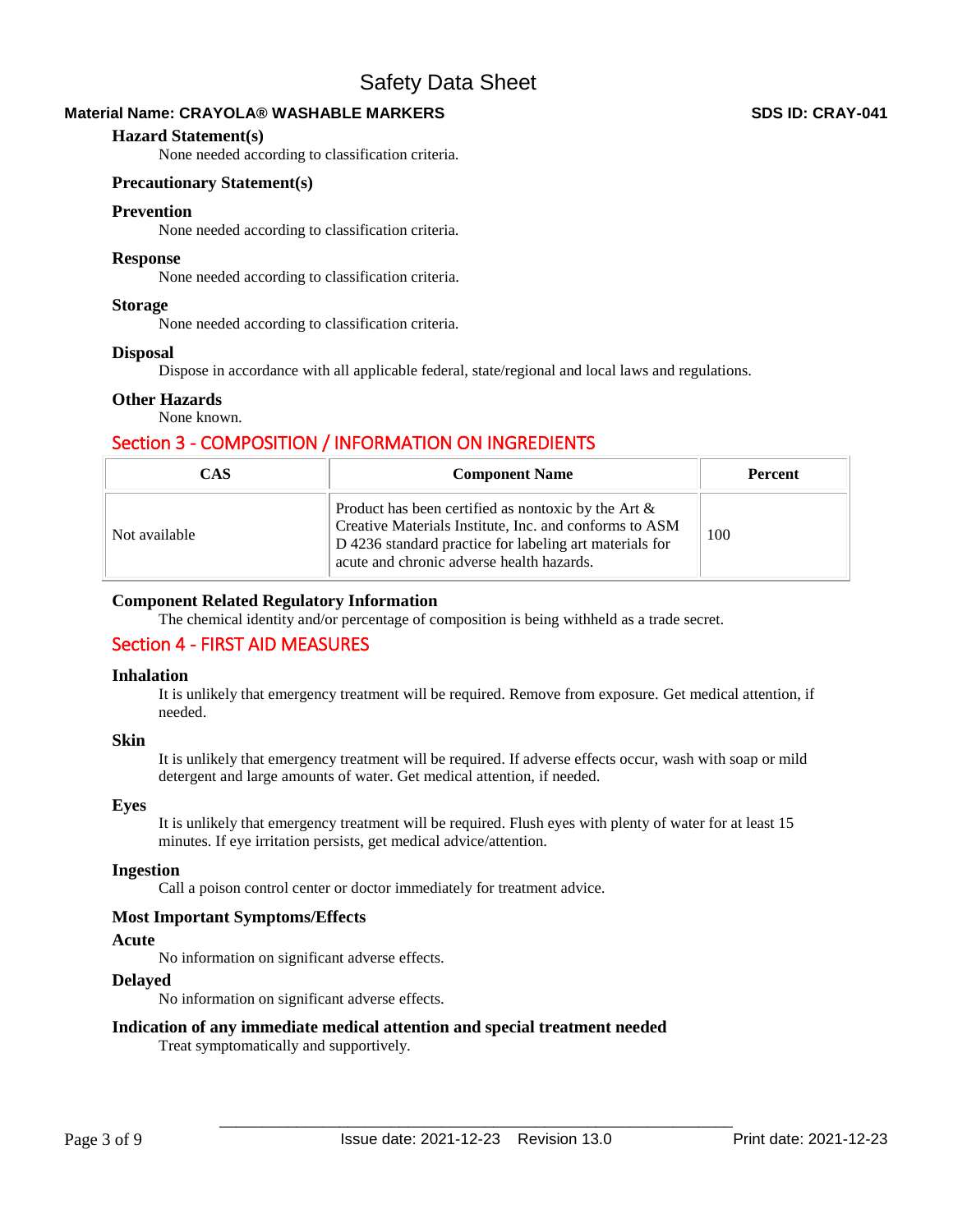### Hazard Statement(s)

None needed according to classification criteria.

### Precautionary Statement(s)

#### Prevention

None needed according to classification criteria.

#### Response

None needed according to classification criteria.

#### Storage

None needed according to classification criteria.

#### Disposal

Dispose in accordance with all applicable federal, state/regional and local laws and regulations.

### Other Hazards

None known.

## Section 3 - COMPOSITION / INFORMATION ON INGREDIENTS

| CAS | Component Name | Percent |
|---|---|---|
| Not available | Product has been certified as nontoxic by the Art & Creative Materials Institute, Inc. and conforms to ASM D 4236 standard practice for labeling art materials for acute and chronic adverse health hazards. | 100 |

### Component Related Regulatory Information

The chemical identity and/or percentage of composition is being withheld as a trade secret.

## Section 4 - FIRST AID MEASURES

### Inhalation

It is unlikely that emergency treatment will be required. Remove from exposure. Get medical attention, if needed.

### Skin

It is unlikely that emergency treatment will be required. If adverse effects occur, wash with soap or mild detergent and large amounts of water. Get medical attention, if needed.

### Eyes

It is unlikely that emergency treatment will be required. Flush eyes with plenty of water for at least 15 minutes. If eye irritation persists, get medical advice/attention.

### Ingestion

Call a poison control center or doctor immediately for treatment advice.

### Most Important Symptoms/Effects

#### Acute

No information on significant adverse effects.

#### Delayed

No information on significant adverse effects.

### Indication of any immediate medical attention and special treatment needed

Treat symptomatically and supportively.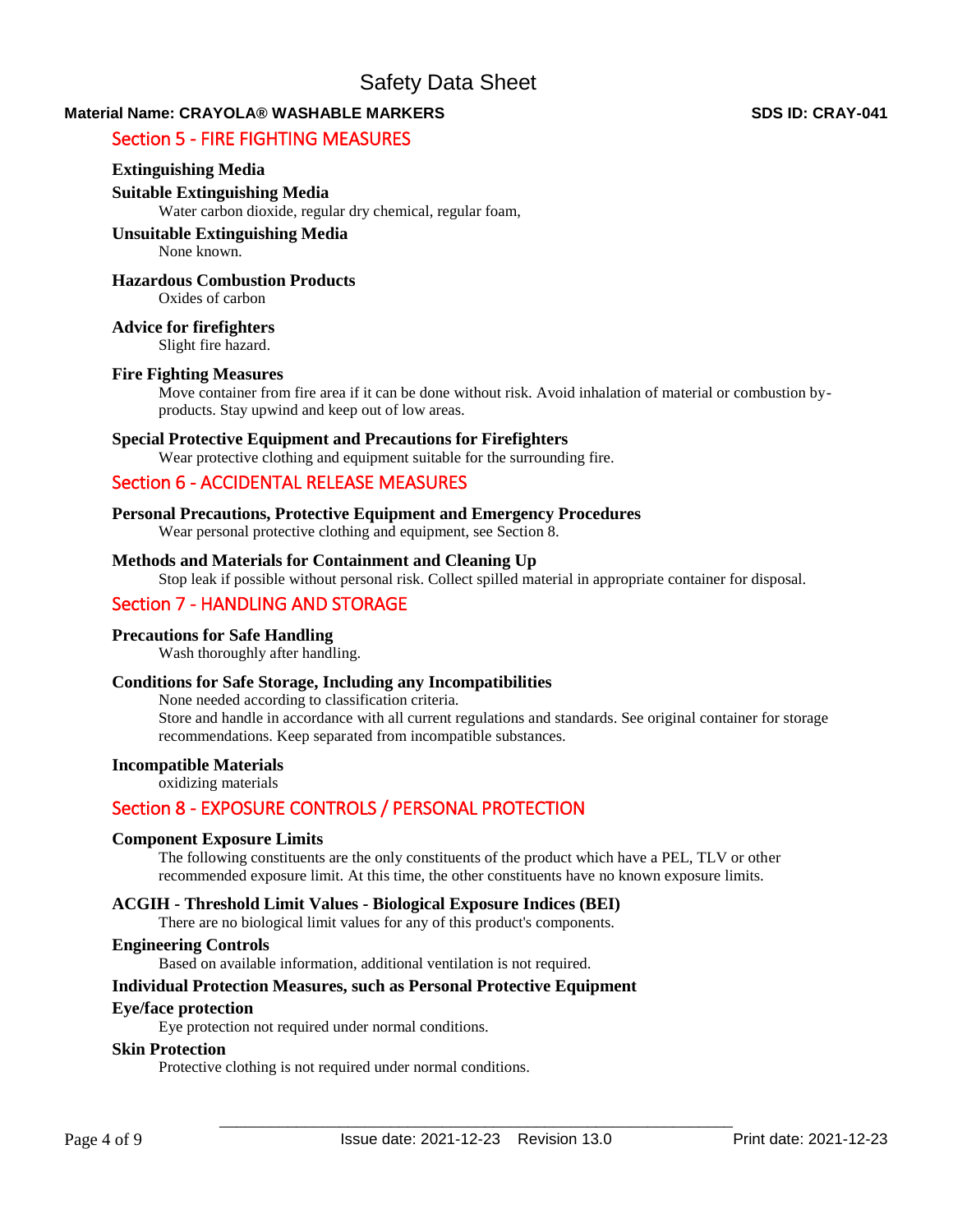## Section 5 - FIRE FIGHTING MEASURES

**Extinguishing Media**

**Suitable Extinguishing Media**

Water carbon dioxide, regular dry chemical, regular foam,

**Unsuitable Extinguishing Media**

None known.

**Hazardous Combustion Products**

Oxides of carbon

**Advice for firefighters**

Slight fire hazard.

**Fire Fighting Measures**

Move container from fire area if it can be done without risk. Avoid inhalation of material or combustion by-products. Stay upwind and keep out of low areas.

**Special Protective Equipment and Precautions for Firefighters**

Wear protective clothing and equipment suitable for the surrounding fire.

## Section 6 - ACCIDENTAL RELEASE MEASURES

**Personal Precautions, Protective Equipment and Emergency Procedures**

Wear personal protective clothing and equipment, see Section 8.

**Methods and Materials for Containment and Cleaning Up**

Stop leak if possible without personal risk. Collect spilled material in appropriate container for disposal.

## Section 7 - HANDLING AND STORAGE

**Precautions for Safe Handling**

Wash thoroughly after handling.

**Conditions for Safe Storage, Including any Incompatibilities**

None needed according to classification criteria.
Store and handle in accordance with all current regulations and standards. See original container for storage recommendations. Keep separated from incompatible substances.

**Incompatible Materials**

oxidizing materials

## Section 8 - EXPOSURE CONTROLS / PERSONAL PROTECTION

**Component Exposure Limits**

The following constituents are the only constituents of the product which have a PEL, TLV or other recommended exposure limit. At this time, the other constituents have no known exposure limits.

**ACGIH - Threshold Limit Values - Biological Exposure Indices (BEI)**

There are no biological limit values for any of this product's components.

**Engineering Controls**

Based on available information, additional ventilation is not required.

**Individual Protection Measures, such as Personal Protective Equipment**

**Eye/face protection**

Eye protection not required under normal conditions.

**Skin Protection**

Protective clothing is not required under normal conditions.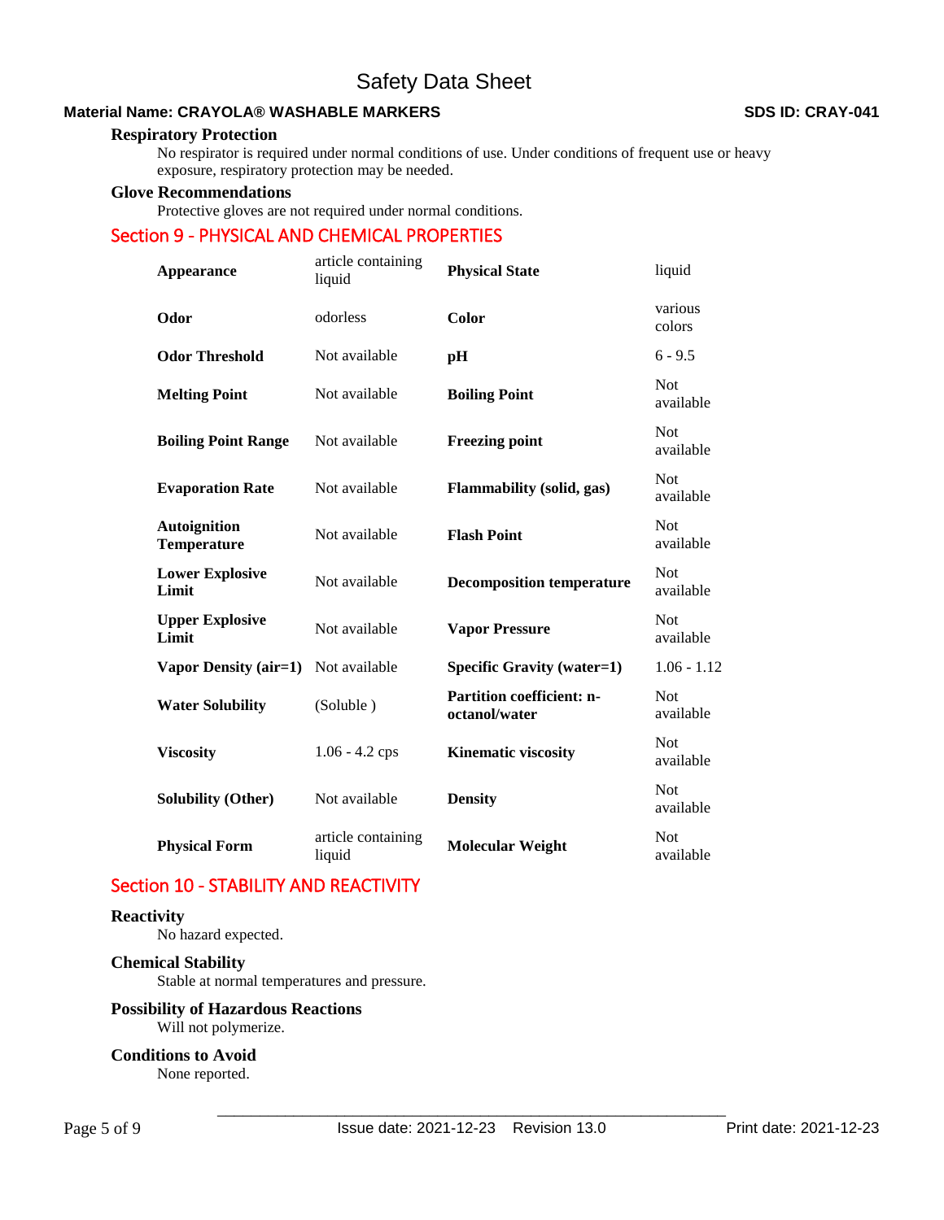### Respiratory Protection

No respirator is required under normal conditions of use. Under conditions of frequent use or heavy exposure, respiratory protection may be needed.

### Glove Recommendations

Protective gloves are not required under normal conditions.

## Section 9 - PHYSICAL AND CHEMICAL PROPERTIES

| | | | |
|---|---|---|---|
| **Appearance** | article containing liquid | **Physical State** | liquid |
| **Odor** | odorless | **Color** | various colors |
| **Odor Threshold** | Not available | **pH** | 6 - 9.5 |
| **Melting Point** | Not available | **Boiling Point** | Not available |
| **Boiling Point Range** | Not available | **Freezing point** | Not available |
| **Evaporation Rate** | Not available | **Flammability (solid, gas)** | Not available |
| **Autoignition Temperature** | Not available | **Flash Point** | Not available |
| **Lower Explosive Limit** | Not available | **Decomposition temperature** | Not available |
| **Upper Explosive Limit** | Not available | **Vapor Pressure** | Not available |
| **Vapor Density (air=1)** | Not available | **Specific Gravity (water=1)** | 1.06 - 1.12 |
| **Water Solubility** | (Soluble ) | **Partition coefficient: n-octanol/water** | Not available |
| **Viscosity** | 1.06 - 4.2 cps | **Kinematic viscosity** | Not available |
| **Solubility (Other)** | Not available | **Density** | Not available |
| **Physical Form** | article containing liquid | **Molecular Weight** | Not available |

## Section 10 - STABILITY AND REACTIVITY

### Reactivity

No hazard expected.

### Chemical Stability

Stable at normal temperatures and pressure.

### Possibility of Hazardous Reactions

Will not polymerize.

### Conditions to Avoid

None reported.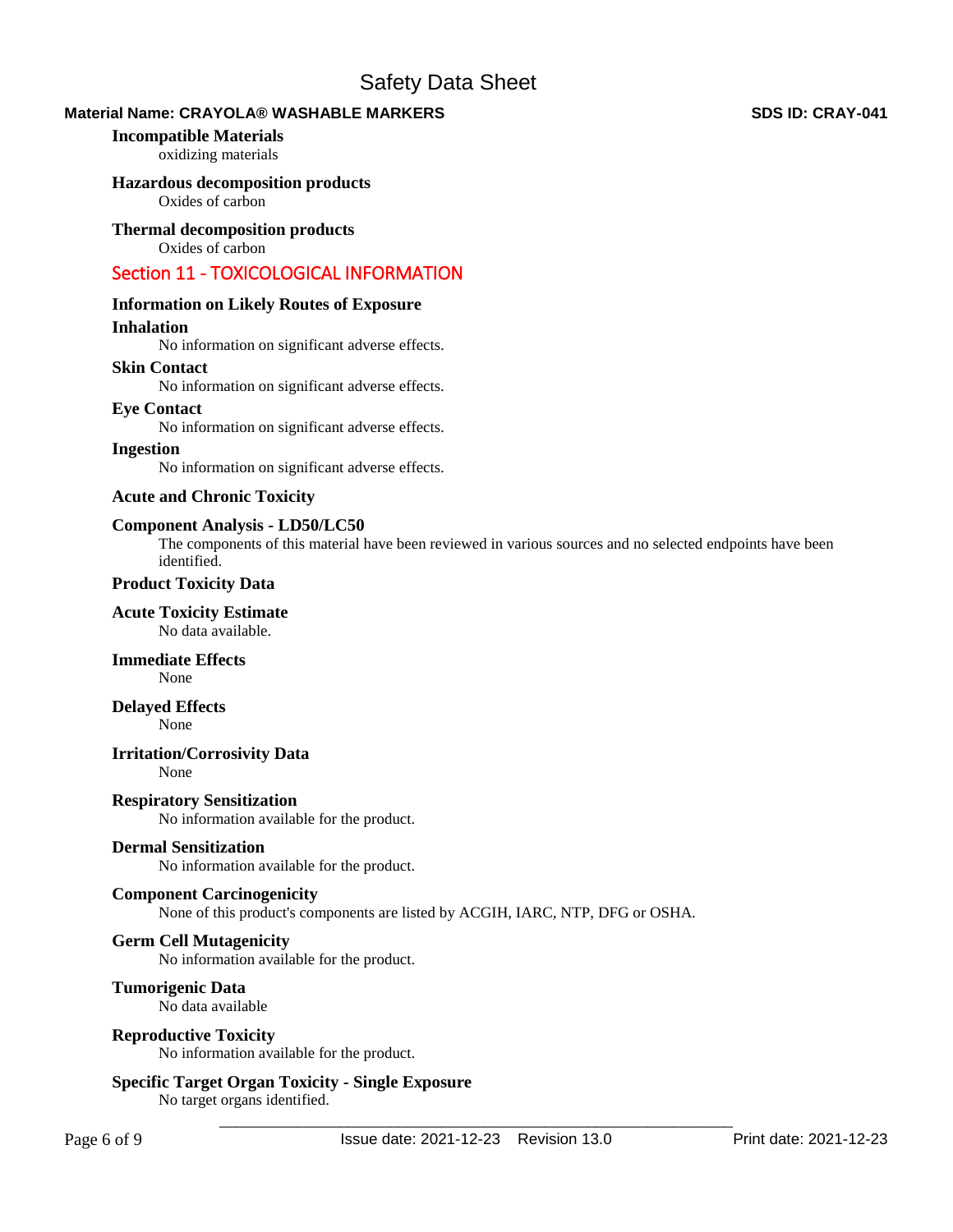**Incompatible Materials**

oxidizing materials

**Hazardous decomposition products**

Oxides of carbon

**Thermal decomposition products**

Oxides of carbon

## Section 11 - TOXICOLOGICAL INFORMATION

**Information on Likely Routes of Exposure**

**Inhalation**

No information on significant adverse effects.

**Skin Contact**

No information on significant adverse effects.

**Eye Contact**

No information on significant adverse effects.

**Ingestion**

No information on significant adverse effects.

**Acute and Chronic Toxicity**

**Component Analysis - LD50/LC50**

The components of this material have been reviewed in various sources and no selected endpoints have been identified.

**Product Toxicity Data**

**Acute Toxicity Estimate**

No data available.

**Immediate Effects**

None

**Delayed Effects**

None

**Irritation/Corrosivity Data**

None

**Respiratory Sensitization**

No information available for the product.

**Dermal Sensitization**

No information available for the product.

**Component Carcinogenicity**

None of this product's components are listed by ACGIH, IARC, NTP, DFG or OSHA.

**Germ Cell Mutagenicity**

No information available for the product.

**Tumorigenic Data**

No data available

**Reproductive Toxicity**

No information available for the product.

**Specific Target Organ Toxicity - Single Exposure**

No target organs identified.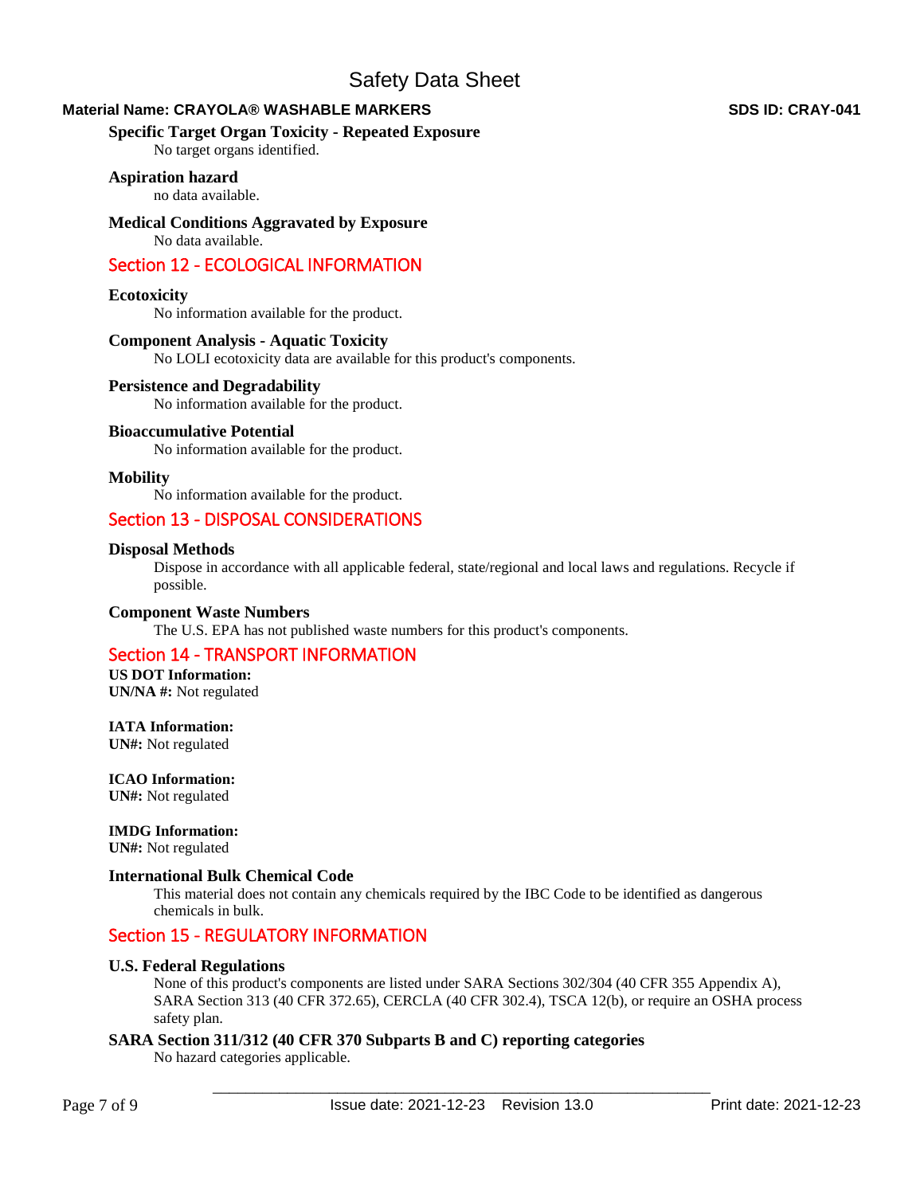### Specific Target Organ Toxicity - Repeated Exposure

No target organs identified.

### Aspiration hazard

no data available.

### Medical Conditions Aggravated by Exposure

No data available.

## Section 12 - ECOLOGICAL INFORMATION

### Ecotoxicity

No information available for the product.

### Component Analysis - Aquatic Toxicity

No LOLI ecotoxicity data are available for this product's components.

### Persistence and Degradability

No information available for the product.

### Bioaccumulative Potential

No information available for the product.

### Mobility

No information available for the product.

## Section 13 - DISPOSAL CONSIDERATIONS

### Disposal Methods

Dispose in accordance with all applicable federal, state/regional and local laws and regulations. Recycle if possible.

### Component Waste Numbers

The U.S. EPA has not published waste numbers for this product's components.

## Section 14 - TRANSPORT INFORMATION

**US DOT Information:**
**UN/NA #:** Not regulated

**IATA Information:**
**UN#:** Not regulated

**ICAO Information:**
**UN#:** Not regulated

**IMDG Information:**
**UN#:** Not regulated

### International Bulk Chemical Code

This material does not contain any chemicals required by the IBC Code to be identified as dangerous chemicals in bulk.

## Section 15 - REGULATORY INFORMATION

### U.S. Federal Regulations

None of this product's components are listed under SARA Sections 302/304 (40 CFR 355 Appendix A), SARA Section 313 (40 CFR 372.65), CERCLA (40 CFR 302.4), TSCA 12(b), or require an OSHA process safety plan.

### SARA Section 311/312 (40 CFR 370 Subparts B and C) reporting categories

No hazard categories applicable.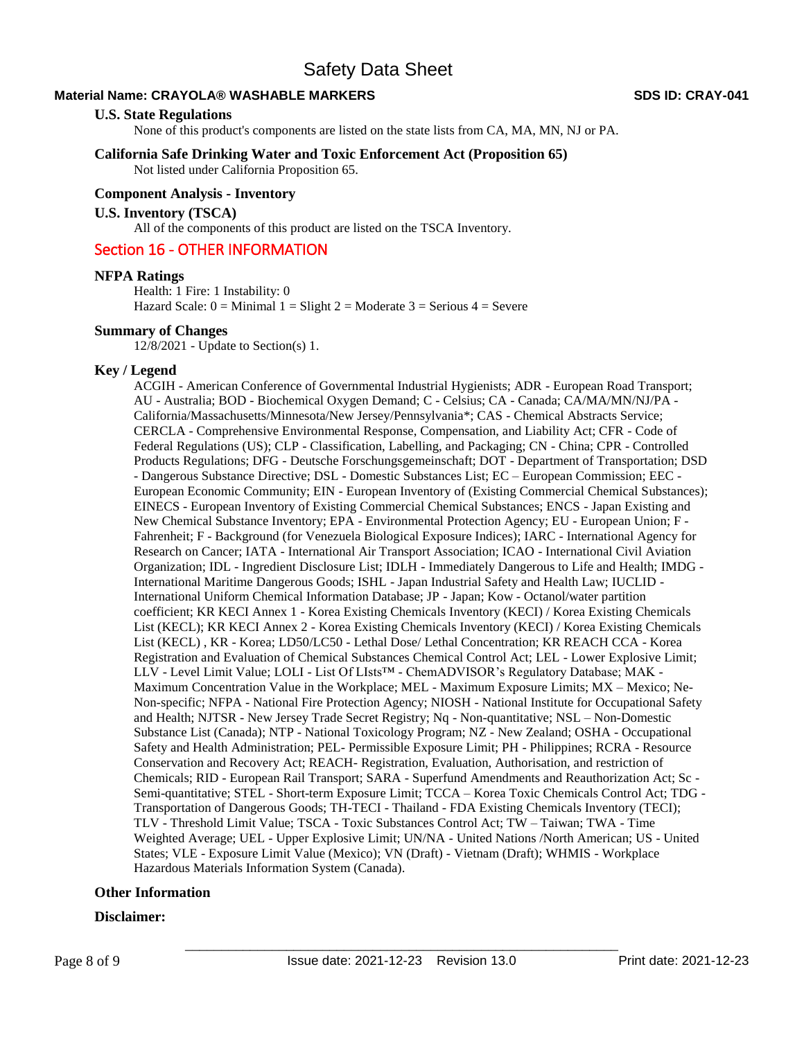### U.S. State Regulations

None of this product's components are listed on the state lists from CA, MA, MN, NJ or PA.

### California Safe Drinking Water and Toxic Enforcement Act (Proposition 65)

Not listed under California Proposition 65.

### Component Analysis - Inventory

### U.S. Inventory (TSCA)

All of the components of this product are listed on the TSCA Inventory.

## Section 16 - OTHER INFORMATION

### NFPA Ratings

Health: 1 Fire: 1 Instability: 0
Hazard Scale: 0 = Minimal 1 = Slight 2 = Moderate 3 = Serious 4 = Severe

### Summary of Changes

12/8/2021 - Update to Section(s) 1.

### Key / Legend

ACGIH - American Conference of Governmental Industrial Hygienists; ADR - European Road Transport; AU - Australia; BOD - Biochemical Oxygen Demand; C - Celsius; CA - Canada; CA/MA/MN/NJ/PA - California/Massachusetts/Minnesota/New Jersey/Pennsylvania*; CAS - Chemical Abstracts Service; CERCLA - Comprehensive Environmental Response, Compensation, and Liability Act; CFR - Code of Federal Regulations (US); CLP - Classification, Labelling, and Packaging; CN - China; CPR - Controlled Products Regulations; DFG - Deutsche Forschungsgemeinschaft; DOT - Department of Transportation; DSD - Dangerous Substance Directive; DSL - Domestic Substances List; EC – European Commission; EEC - European Economic Community; EIN - European Inventory of (Existing Commercial Chemical Substances); EINECS - European Inventory of Existing Commercial Chemical Substances; ENCS - Japan Existing and New Chemical Substance Inventory; EPA - Environmental Protection Agency; EU - European Union; F - Fahrenheit; F - Background (for Venezuela Biological Exposure Indices); IARC - International Agency for Research on Cancer; IATA - International Air Transport Association; ICAO - International Civil Aviation Organization; IDL - Ingredient Disclosure List; IDLH - Immediately Dangerous to Life and Health; IMDG - International Maritime Dangerous Goods; ISHL - Japan Industrial Safety and Health Law; IUCLID - International Uniform Chemical Information Database; JP - Japan; Kow - Octanol/water partition coefficient; KR KECI Annex 1 - Korea Existing Chemicals Inventory (KECI) / Korea Existing Chemicals List (KECL); KR KECI Annex 2 - Korea Existing Chemicals Inventory (KECI) / Korea Existing Chemicals List (KECL) , KR - Korea; LD50/LC50 - Lethal Dose/ Lethal Concentration; KR REACH CCA - Korea Registration and Evaluation of Chemical Substances Chemical Control Act; LEL - Lower Explosive Limit; LLV - Level Limit Value; LOLI - List Of LIsts™ - ChemADVISOR's Regulatory Database; MAK - Maximum Concentration Value in the Workplace; MEL - Maximum Exposure Limits; MX – Mexico; Ne- Non-specific; NFPA - National Fire Protection Agency; NIOSH - National Institute for Occupational Safety and Health; NJTSR - New Jersey Trade Secret Registry; Nq - Non-quantitative; NSL – Non-Domestic Substance List (Canada); NTP - National Toxicology Program; NZ - New Zealand; OSHA - Occupational Safety and Health Administration; PEL- Permissible Exposure Limit; PH - Philippines; RCRA - Resource Conservation and Recovery Act; REACH- Registration, Evaluation, Authorisation, and restriction of Chemicals; RID - European Rail Transport; SARA - Superfund Amendments and Reauthorization Act; Sc - Semi-quantitative; STEL - Short-term Exposure Limit; TCCA – Korea Toxic Chemicals Control Act; TDG - Transportation of Dangerous Goods; TH-TECI - Thailand - FDA Existing Chemicals Inventory (TECI); TLV - Threshold Limit Value; TSCA - Toxic Substances Control Act; TW – Taiwan; TWA - Time Weighted Average; UEL - Upper Explosive Limit; UN/NA - United Nations /North American; US - United States; VLE - Exposure Limit Value (Mexico); VN (Draft) - Vietnam (Draft); WHMIS - Workplace Hazardous Materials Information System (Canada).

### Other Information

### Disclaimer: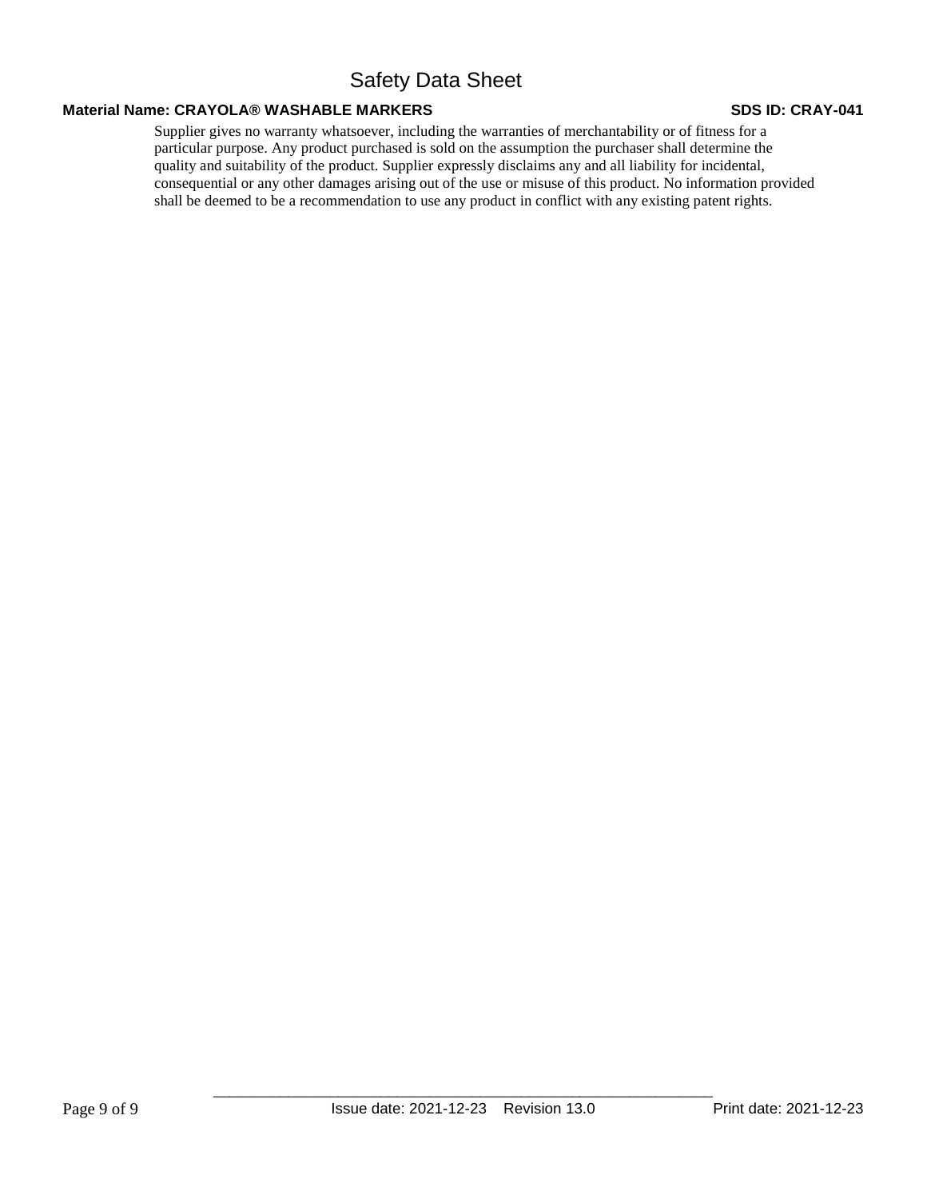Supplier gives no warranty whatsoever, including the warranties of merchantability or of fitness for a particular purpose. Any product purchased is sold on the assumption the purchaser shall determine the quality and suitability of the product. Supplier expressly disclaims any and all liability for incidental, consequential or any other damages arising out of the use or misuse of this product. No information provided shall be deemed to be a recommendation to use any product in conflict with any existing patent rights.